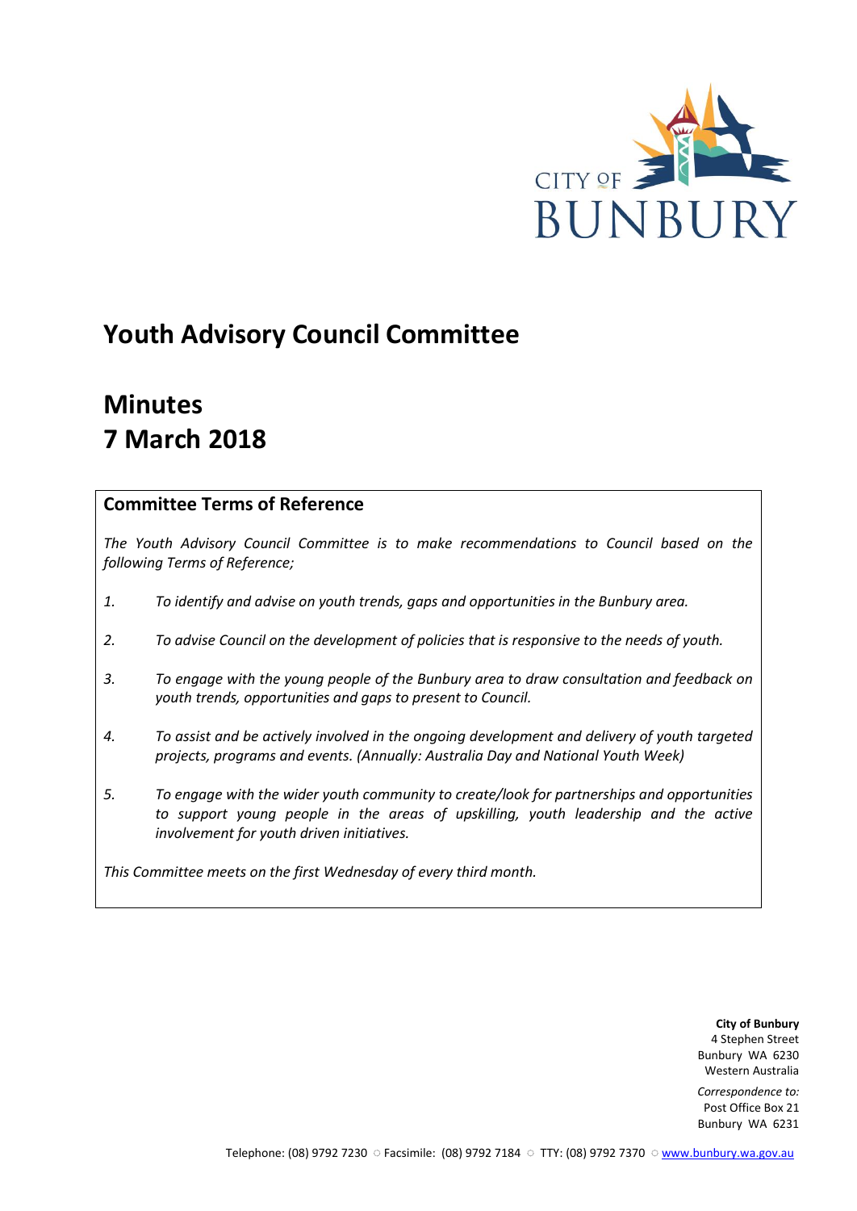CITY OF BUNBURY

# Youth Advisory Council Committee

# Minutes
# 7 March 2018

## Committee Terms of Reference

*The Youth Advisory Council Committee is to make recommendations to Council based on the following Terms of Reference;*

1. *To identify and advise on youth trends, gaps and opportunities in the Bunbury area.*
2. *To advise Council on the development of policies that is responsive to the needs of youth.*
3. *To engage with the young people of the Bunbury area to draw consultation and feedback on youth trends, opportunities and gaps to present to Council.*
4. *To assist and be actively involved in the ongoing development and delivery of youth targeted projects, programs and events. (Annually: Australia Day and National Youth Week)*
5. *To engage with the wider youth community to create/look for partnerships and opportunities to support young people in the areas of upskilling, youth leadership and the active involvement for youth driven initiatives.*

*This Committee meets on the first Wednesday of every third month.*

**City of Bunbury**
4 Stephen Street
Bunbury WA 6230
Western Australia

*Correspondence to:*
Post Office Box 21
Bunbury WA 6231

Telephone: (08) 9792 7230 ○ Facsimile: (08) 9792 7184 ○ TTY: (08) 9792 7370 ○ www.bunbury.wa.gov.au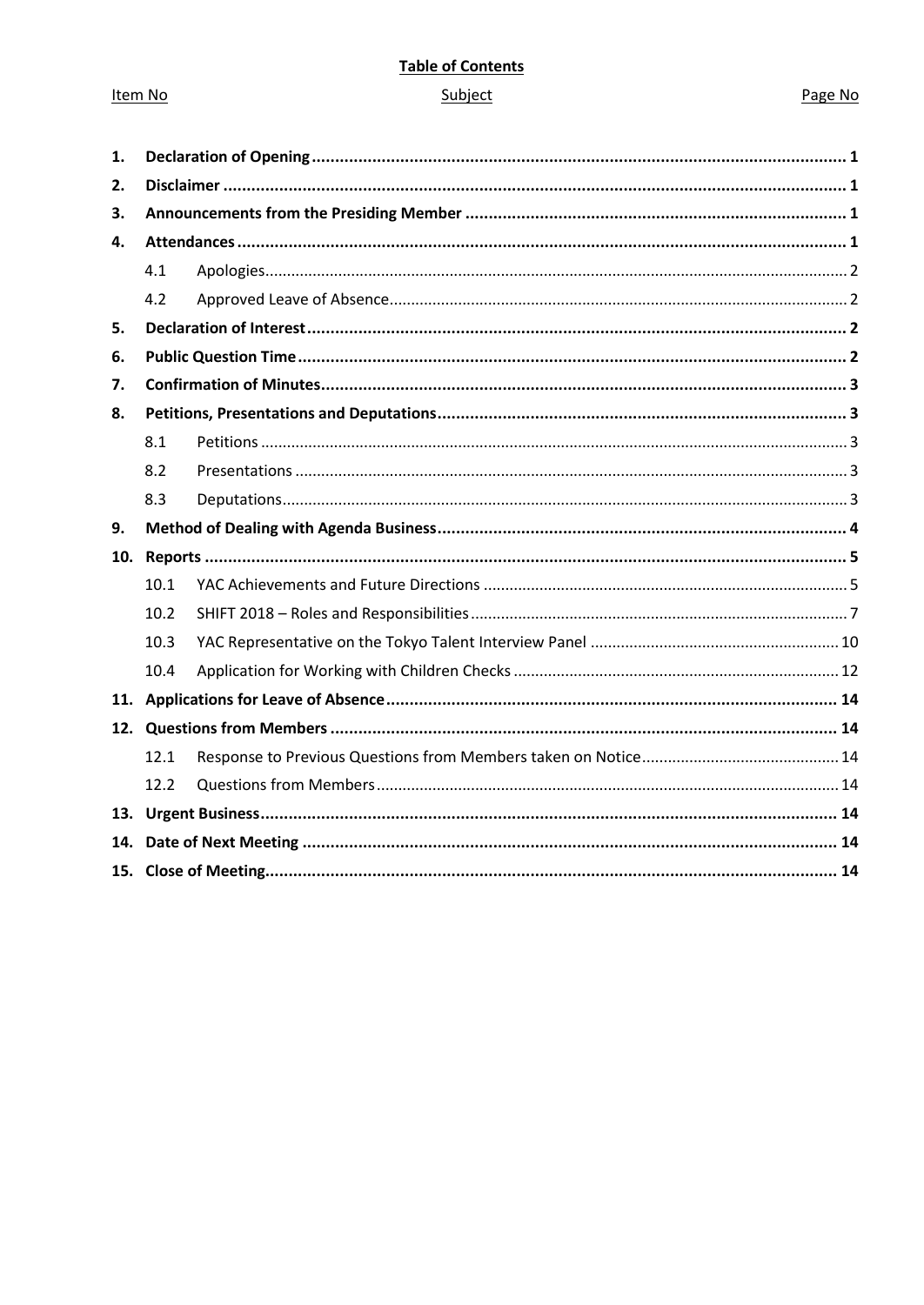**Table of Contents**

| Item No | Subject | Page No |
|---|---|---|
| **1.** | **Declaration of Opening** | **1** |
| **2.** | **Disclaimer** | **1** |
| **3.** | **Announcements from the Presiding Member** | **1** |
| **4.** | **Attendances** | **1** |
| 4.1 | Apologies | 2 |
| 4.2 | Approved Leave of Absence | 2 |
| **5.** | **Declaration of Interest** | **2** |
| **6.** | **Public Question Time** | **2** |
| **7.** | **Confirmation of Minutes** | **3** |
| **8.** | **Petitions, Presentations and Deputations** | **3** |
| 8.1 | Petitions | 3 |
| 8.2 | Presentations | 3 |
| 8.3 | Deputations | 3 |
| **9.** | **Method of Dealing with Agenda Business** | **4** |
| **10.** | **Reports** | **5** |
| 10.1 | YAC Achievements and Future Directions | 5 |
| 10.2 | SHIFT 2018 – Roles and Responsibilities | 7 |
| 10.3 | YAC Representative on the Tokyo Talent Interview Panel | 10 |
| 10.4 | Application for Working with Children Checks | 12 |
| **11.** | **Applications for Leave of Absence** | **14** |
| **12.** | **Questions from Members** | **14** |
| 12.1 | Response to Previous Questions from Members taken on Notice | 14 |
| 12.2 | Questions from Members | 14 |
| **13.** | **Urgent Business** | **14** |
| **14.** | **Date of Next Meeting** | **14** |
| **15.** | **Close of Meeting** | **14** |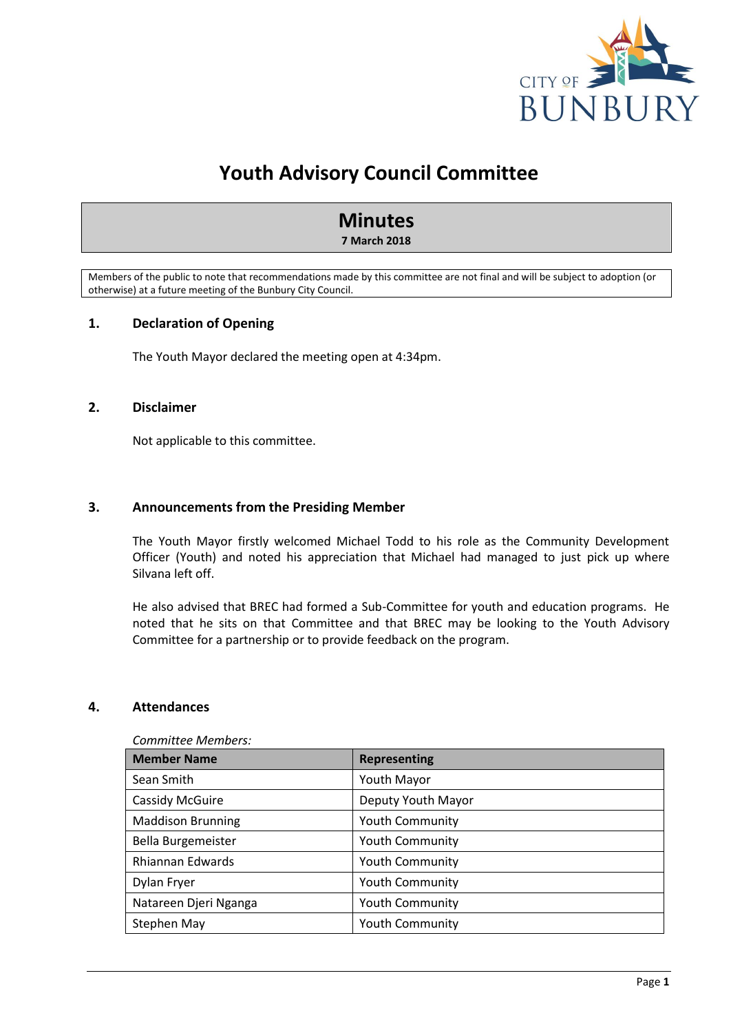# Youth Advisory Council Committee

## Minutes

**7 March 2018**

Members of the public to note that recommendations made by this committee are not final and will be subject to adoption (or otherwise) at a future meeting of the Bunbury City Council.

## 1. Declaration of Opening

The Youth Mayor declared the meeting open at 4:34pm.

## 2. Disclaimer

Not applicable to this committee.

## 3. Announcements from the Presiding Member

The Youth Mayor firstly welcomed Michael Todd to his role as the Community Development Officer (Youth) and noted his appreciation that Michael had managed to just pick up where Silvana left off.

He also advised that BREC had formed a Sub-Committee for youth and education programs. He noted that he sits on that Committee and that BREC may be looking to the Youth Advisory Committee for a partnership or to provide feedback on the program.

## 4. Attendances

*Committee Members:*

| Member Name | Representing |
|---|---|
| Sean Smith | Youth Mayor |
| Cassidy McGuire | Deputy Youth Mayor |
| Maddison Brunning | Youth Community |
| Bella Burgemeister | Youth Community |
| Rhiannan Edwards | Youth Community |
| Dylan Fryer | Youth Community |
| Natareen Djeri Nganga | Youth Community |
| Stephen May | Youth Community |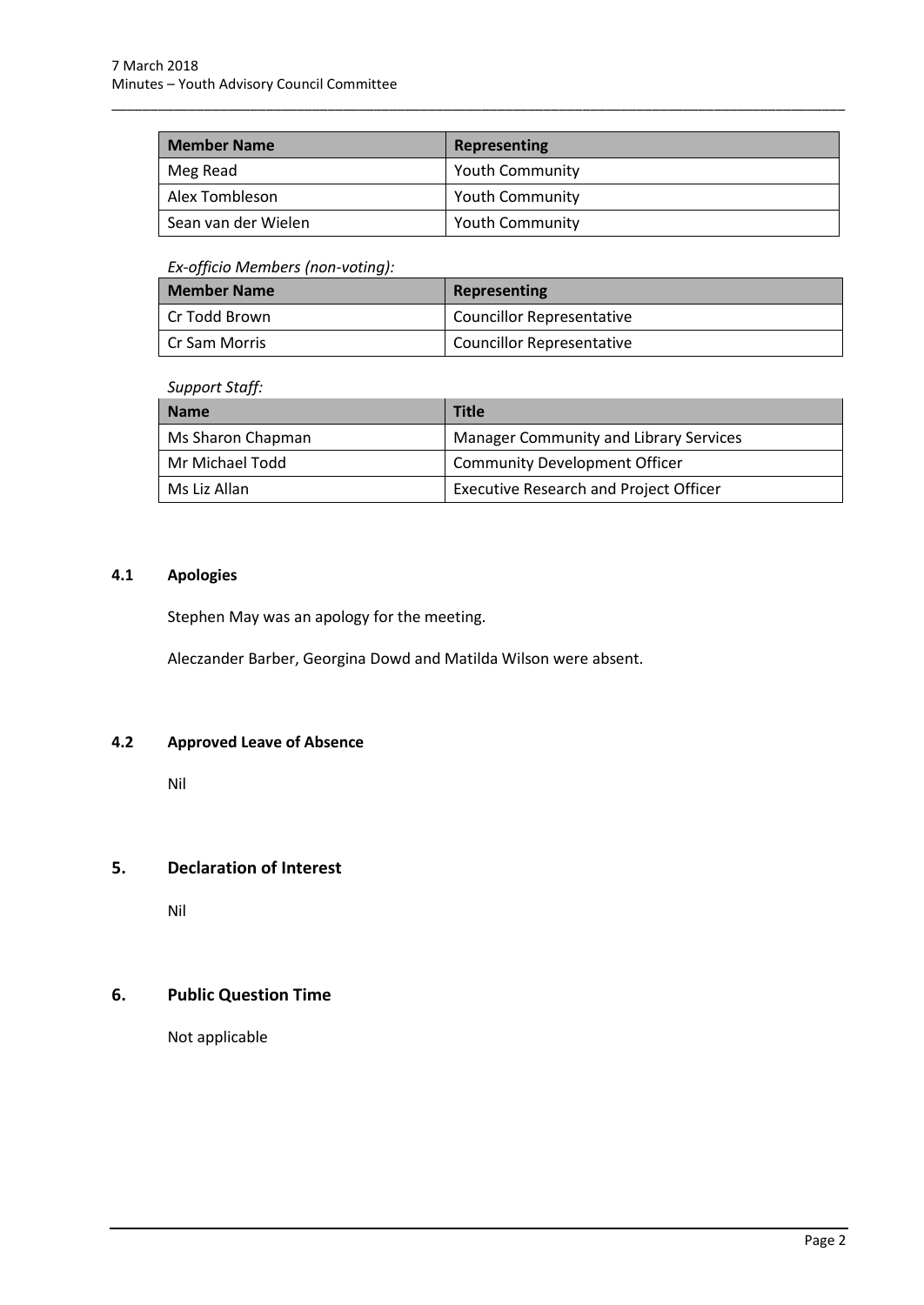| Member Name | Representing |
|---|---|
| Meg Read | Youth Community |
| Alex Tombleson | Youth Community |
| Sean van der Wielen | Youth Community |

*Ex-officio Members (non-voting):*

| Member Name | Representing |
|---|---|
| Cr Todd Brown | Councillor Representative |
| Cr Sam Morris | Councillor Representative |

*Support Staff:*

| Name | Title |
|---|---|
| Ms Sharon Chapman | Manager Community and Library Services |
| Mr Michael Todd | Community Development Officer |
| Ms Liz Allan | Executive Research and Project Officer |

### 4.1 Apologies

Stephen May was an apology for the meeting.

Aleczander Barber, Georgina Dowd and Matilda Wilson were absent.

### 4.2 Approved Leave of Absence

Nil

## 5. Declaration of Interest

Nil

## 6. Public Question Time

Not applicable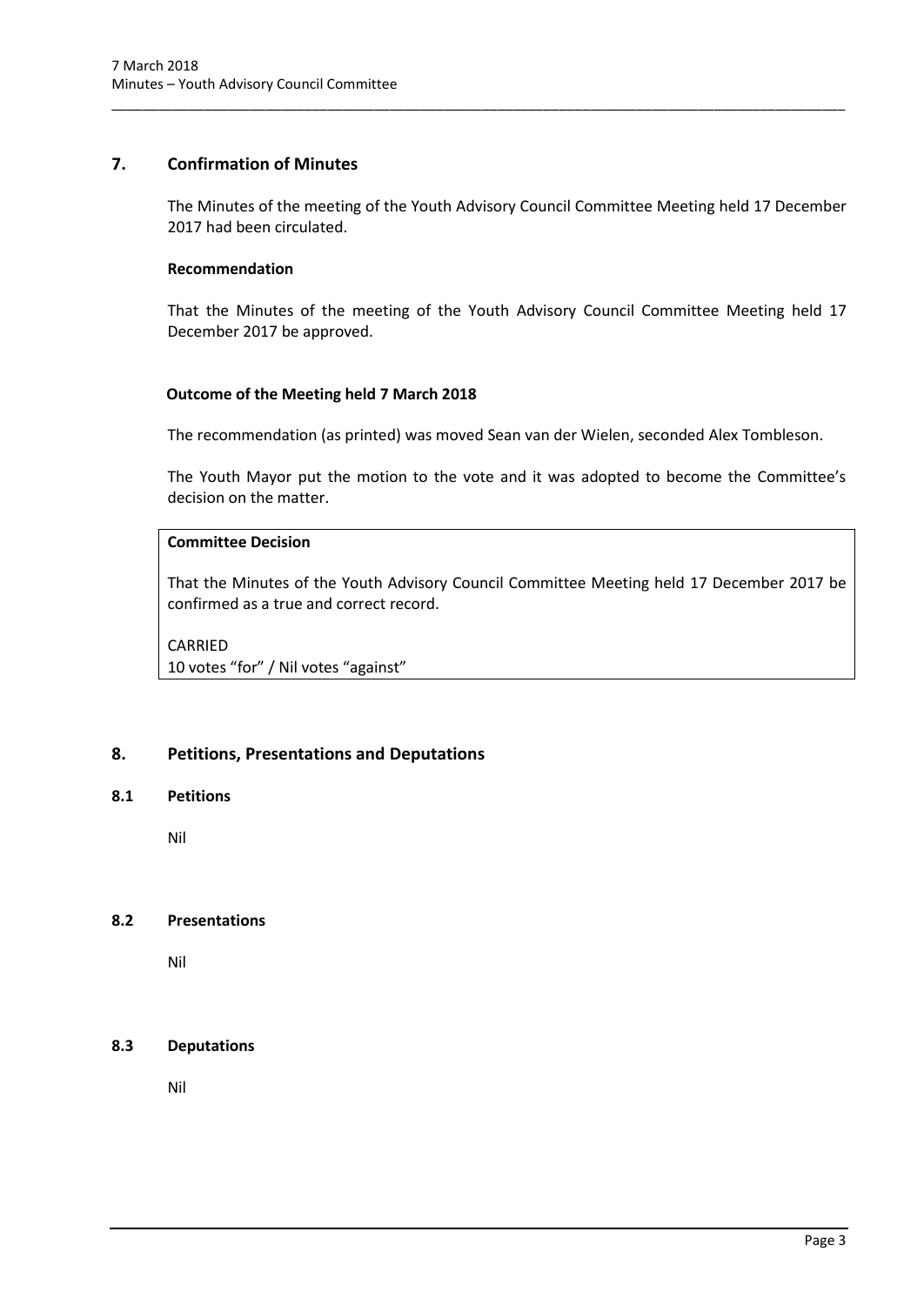## 7. Confirmation of Minutes

The Minutes of the meeting of the Youth Advisory Council Committee Meeting held 17 December 2017 had been circulated.

**Recommendation**

That the Minutes of the meeting of the Youth Advisory Council Committee Meeting held 17 December 2017 be approved.

**Outcome of the Meeting held 7 March 2018**

The recommendation (as printed) was moved Sean van der Wielen, seconded Alex Tombleson.

The Youth Mayor put the motion to the vote and it was adopted to become the Committee's decision on the matter.

**Committee Decision**

That the Minutes of the Youth Advisory Council Committee Meeting held 17 December 2017 be confirmed as a true and correct record.

CARRIED
10 votes "for" / Nil votes "against"

## 8. Petitions, Presentations and Deputations

### 8.1 Petitions

Nil

### 8.2 Presentations

Nil

### 8.3 Deputations

Nil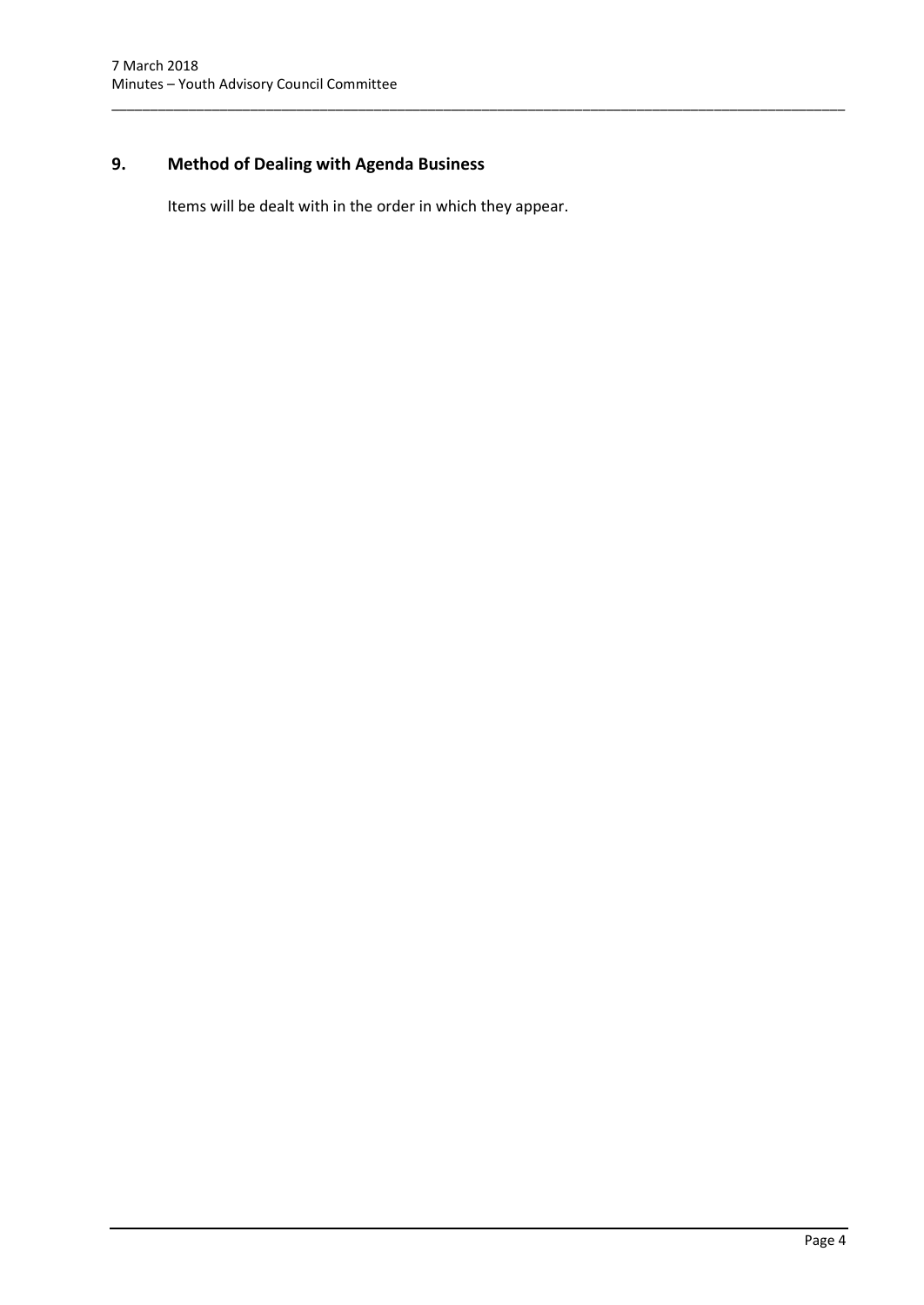## 9. Method of Dealing with Agenda Business

Items will be dealt with in the order in which they appear.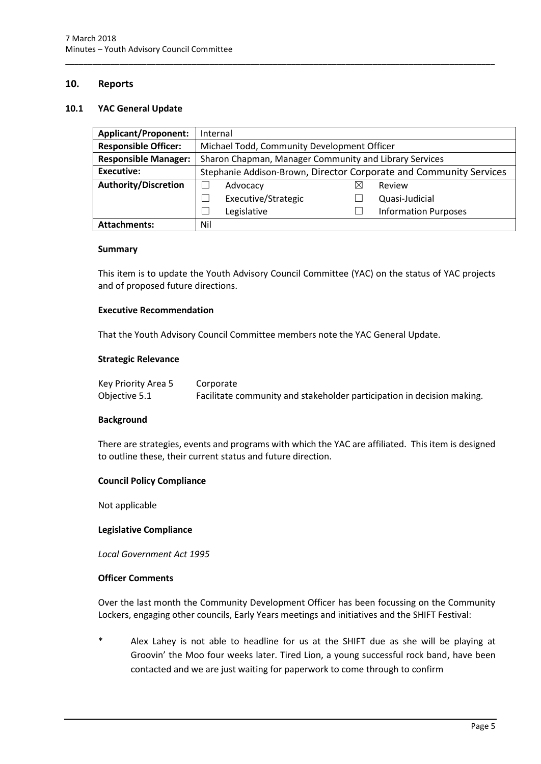## 10. Reports

### 10.1 YAC General Update

| Applicant/Proponent: | Internal | | |
|---|---|---|---|
| Responsible Officer: | Michael Todd, Community Development Officer | | |
| Responsible Manager: | Sharon Chapman, Manager Community and Library Services | | |
| Executive: | Stephanie Addison-Brown, Director Corporate and Community Services | | |
| Authority/Discretion | ☐ Advocacy | ☒ Review | |
| | ☐ Executive/Strategic | ☐ Quasi-Judicial | |
| | ☐ Legislative | ☐ Information Purposes | |
| Attachments: | Nil | | |

**Summary**

This item is to update the Youth Advisory Council Committee (YAC) on the status of YAC projects and of proposed future directions.

**Executive Recommendation**

That the Youth Advisory Council Committee members note the YAC General Update.

**Strategic Relevance**

Key Priority Area 5 Corporate
Objective 5.1 Facilitate community and stakeholder participation in decision making.

**Background**

There are strategies, events and programs with which the YAC are affiliated. This item is designed to outline these, their current status and future direction.

**Council Policy Compliance**

Not applicable

**Legislative Compliance**

*Local Government Act 1995*

**Officer Comments**

Over the last month the Community Development Officer has been focussing on the Community Lockers, engaging other councils, Early Years meetings and initiatives and the SHIFT Festival:

* Alex Lahey is not able to headline for us at the SHIFT due as she will be playing at Groovin' the Moo four weeks later. Tired Lion, a young successful rock band, have been contacted and we are just waiting for paperwork to come through to confirm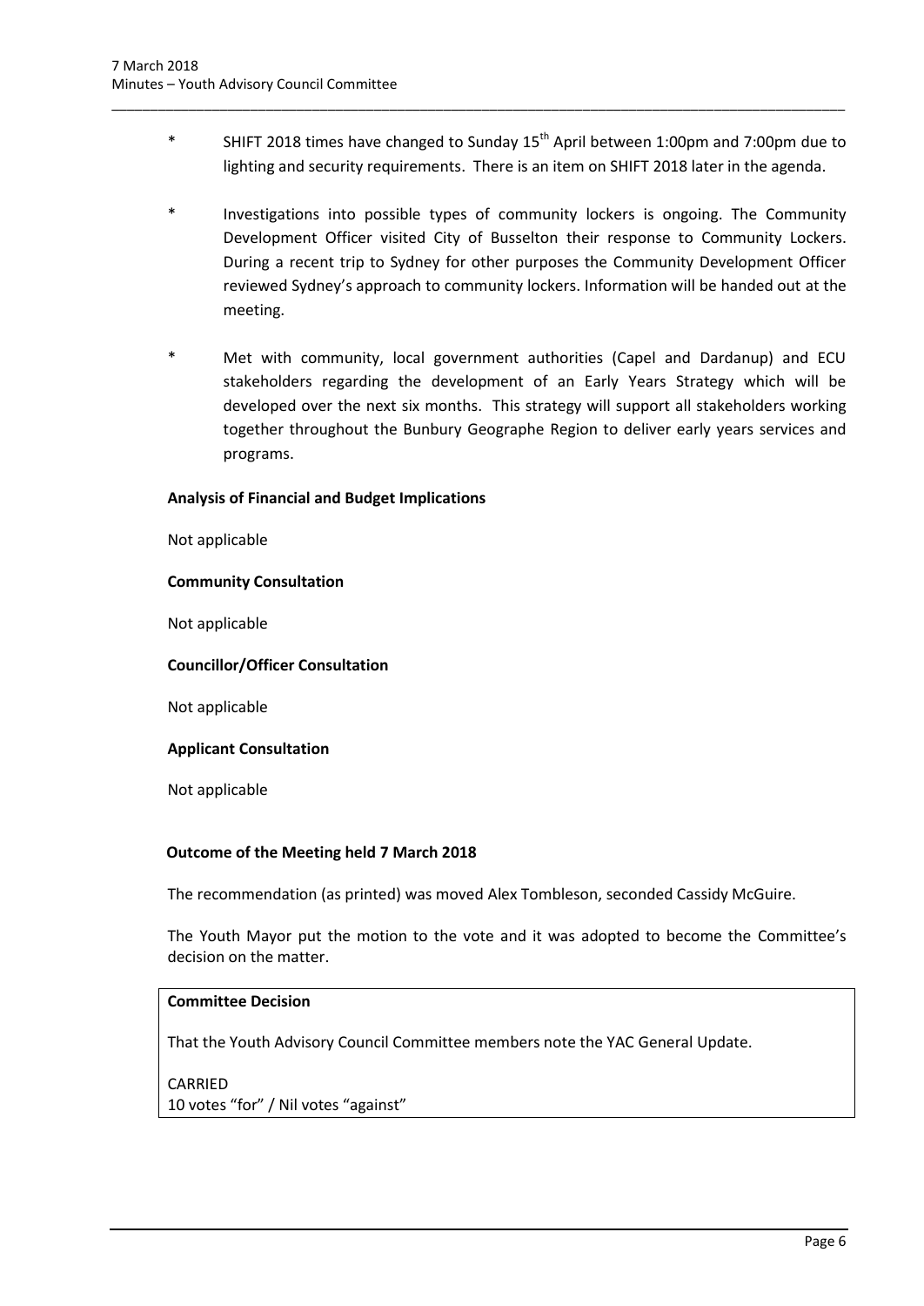\* SHIFT 2018 times have changed to Sunday 15th April between 1:00pm and 7:00pm due to lighting and security requirements. There is an item on SHIFT 2018 later in the agenda.

\* Investigations into possible types of community lockers is ongoing. The Community Development Officer visited City of Busselton their response to Community Lockers. During a recent trip to Sydney for other purposes the Community Development Officer reviewed Sydney's approach to community lockers. Information will be handed out at the meeting.

\* Met with community, local government authorities (Capel and Dardanup) and ECU stakeholders regarding the development of an Early Years Strategy which will be developed over the next six months. This strategy will support all stakeholders working together throughout the Bunbury Geographe Region to deliver early years services and programs.

**Analysis of Financial and Budget Implications**

Not applicable

**Community Consultation**

Not applicable

**Councillor/Officer Consultation**

Not applicable

**Applicant Consultation**

Not applicable

**Outcome of the Meeting held 7 March 2018**

The recommendation (as printed) was moved Alex Tombleson, seconded Cassidy McGuire.

The Youth Mayor put the motion to the vote and it was adopted to become the Committee's decision on the matter.

**Committee Decision**

That the Youth Advisory Council Committee members note the YAC General Update.

CARRIED
10 votes "for" / Nil votes "against"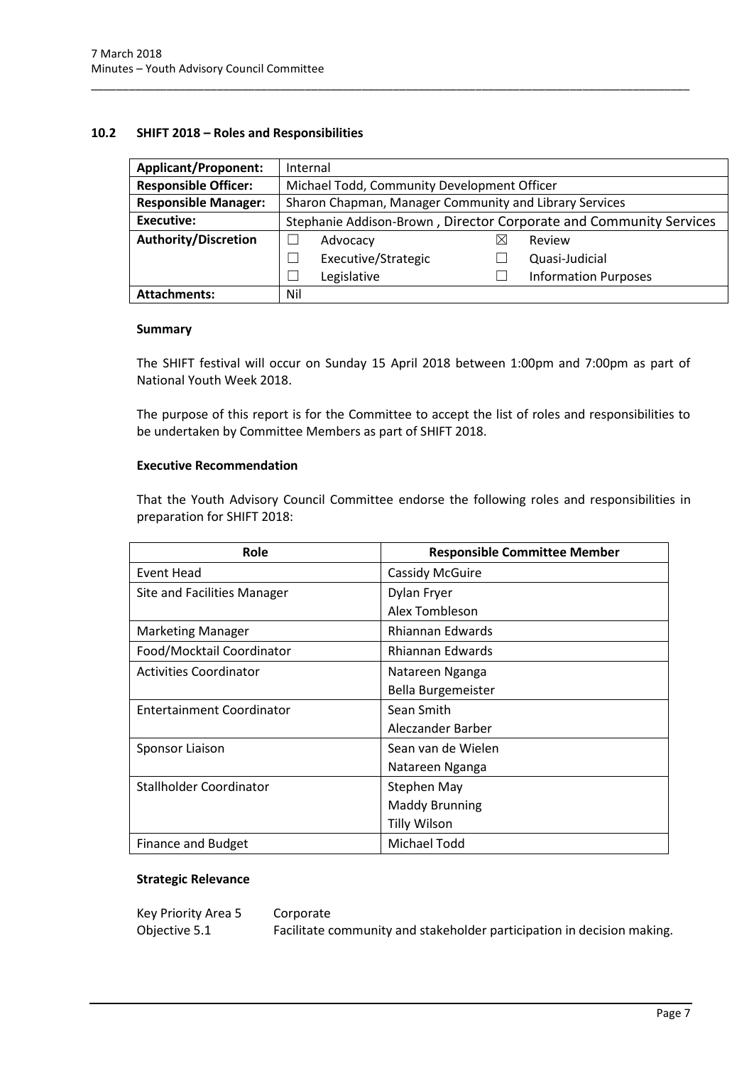## 10.2 SHIFT 2018 – Roles and Responsibilities

| **Applicant/Proponent:** | Internal | | |
|---|---|---|---|
| **Responsible Officer:** | Michael Todd, Community Development Officer | | |
| **Responsible Manager:** | Sharon Chapman, Manager Community and Library Services | | |
| **Executive:** | Stephanie Addison-Brown , Director Corporate and Community Services | | |
| **Authority/Discretion** | ☐ Advocacy | ☒ Review | |
| | ☐ Executive/Strategic | ☐ Quasi-Judicial | |
| | ☐ Legislative | ☐ Information Purposes | |
| **Attachments:** | Nil | | |

**Summary**

The SHIFT festival will occur on Sunday 15 April 2018 between 1:00pm and 7:00pm as part of National Youth Week 2018.

The purpose of this report is for the Committee to accept the list of roles and responsibilities to be undertaken by Committee Members as part of SHIFT 2018.

**Executive Recommendation**

That the Youth Advisory Council Committee endorse the following roles and responsibilities in preparation for SHIFT 2018:

| Role | Responsible Committee Member |
|---|---|
| Event Head | Cassidy McGuire |
| Site and Facilities Manager | Dylan Fryer<br>Alex Tombleson |
| Marketing Manager | Rhiannan Edwards |
| Food/Mocktail Coordinator | Rhiannan Edwards |
| Activities Coordinator | Natareen Nganga<br>Bella Burgemeister |
| Entertainment Coordinator | Sean Smith<br>Aleczander Barber |
| Sponsor Liaison | Sean van de Wielen<br>Natareen Nganga |
| Stallholder Coordinator | Stephen May<br>Maddy Brunning<br>Tilly Wilson |
| Finance and Budget | Michael Todd |

**Strategic Relevance**

Key Priority Area 5 Corporate
Objective 5.1 Facilitate community and stakeholder participation in decision making.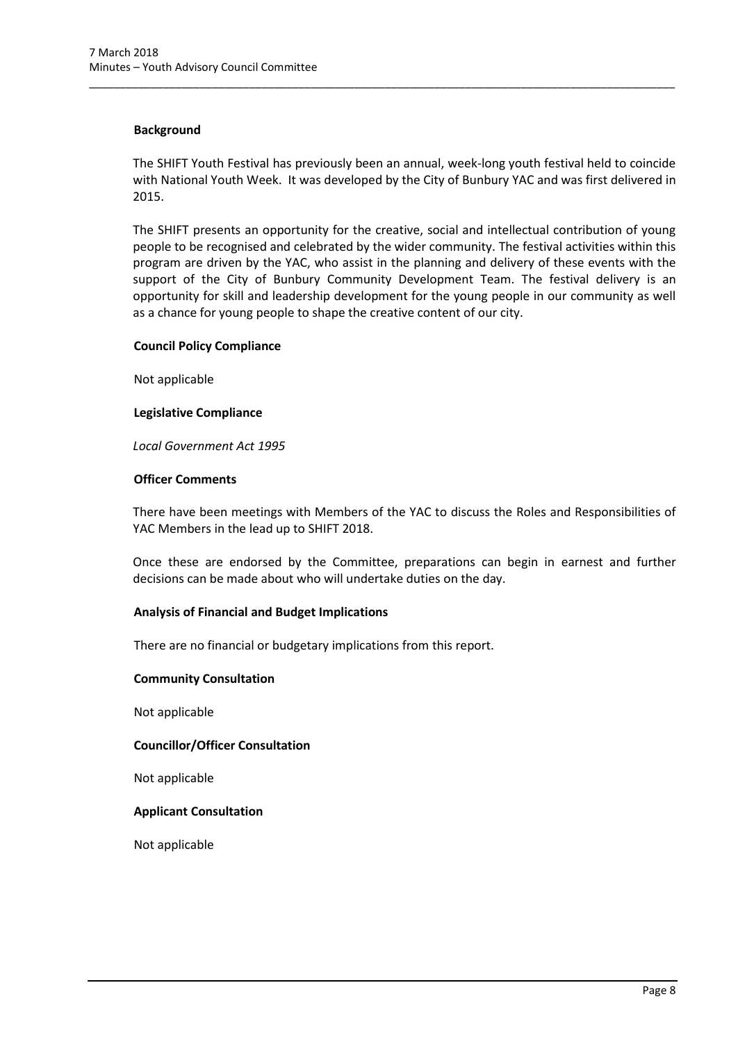### Background

The SHIFT Youth Festival has previously been an annual, week-long youth festival held to coincide with National Youth Week. It was developed by the City of Bunbury YAC and was first delivered in 2015.

The SHIFT presents an opportunity for the creative, social and intellectual contribution of young people to be recognised and celebrated by the wider community. The festival activities within this program are driven by the YAC, who assist in the planning and delivery of these events with the support of the City of Bunbury Community Development Team. The festival delivery is an opportunity for skill and leadership development for the young people in our community as well as a chance for young people to shape the creative content of our city.

### Council Policy Compliance

Not applicable

### Legislative Compliance

*Local Government Act 1995*

### Officer Comments

There have been meetings with Members of the YAC to discuss the Roles and Responsibilities of YAC Members in the lead up to SHIFT 2018.

Once these are endorsed by the Committee, preparations can begin in earnest and further decisions can be made about who will undertake duties on the day.

### Analysis of Financial and Budget Implications

There are no financial or budgetary implications from this report.

### Community Consultation

Not applicable

### Councillor/Officer Consultation

Not applicable

### Applicant Consultation

Not applicable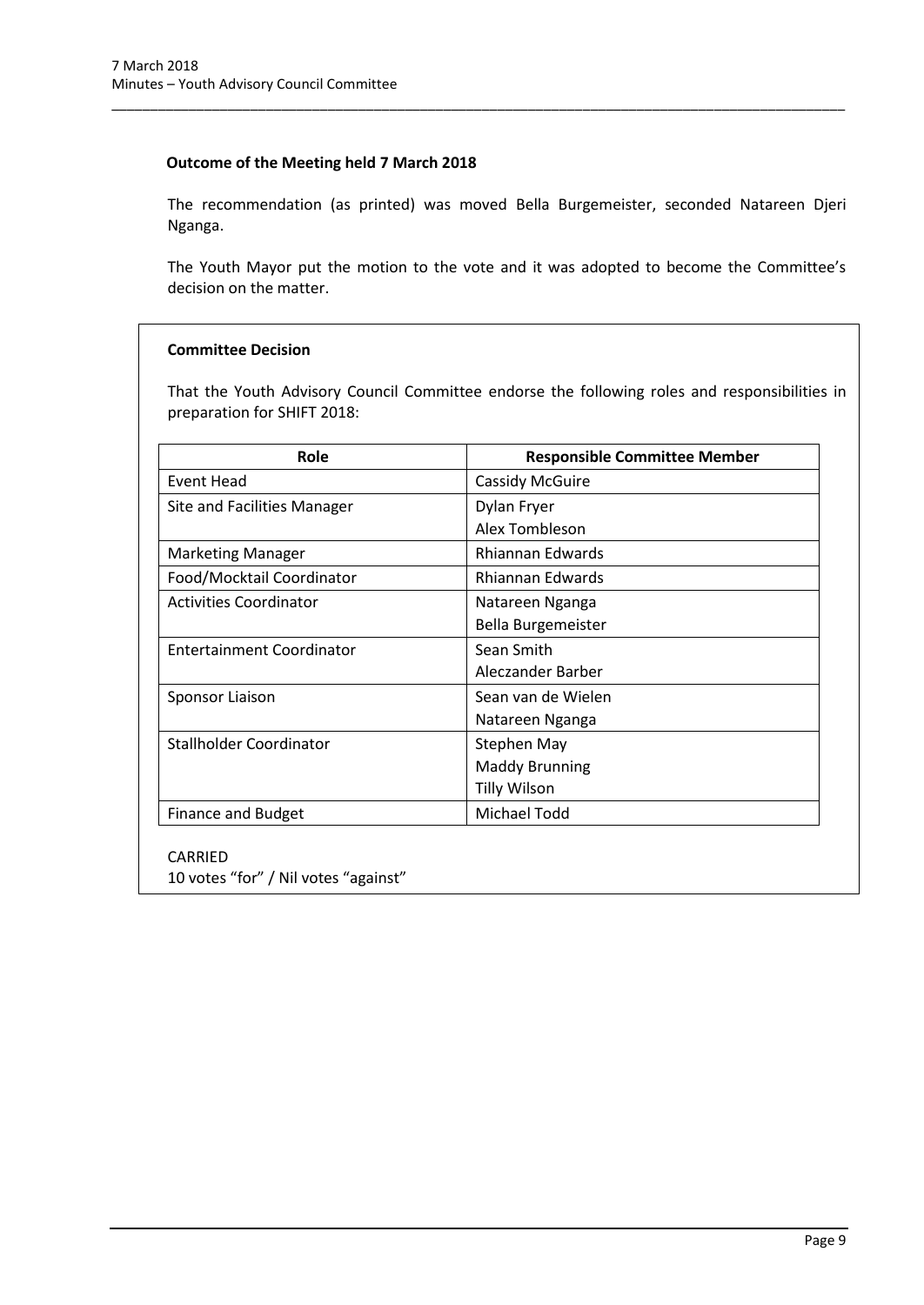**Outcome of the Meeting held 7 March 2018**

The recommendation (as printed) was moved Bella Burgemeister, seconded Natareen Djeri Nganga.

The Youth Mayor put the motion to the vote and it was adopted to become the Committee's decision on the matter.

**Committee Decision**

That the Youth Advisory Council Committee endorse the following roles and responsibilities in preparation for SHIFT 2018:

| Role | Responsible Committee Member |
|---|---|
| Event Head | Cassidy McGuire |
| Site and Facilities Manager | Dylan Fryer<br>Alex Tombleson |
| Marketing Manager | Rhiannan Edwards |
| Food/Mocktail Coordinator | Rhiannan Edwards |
| Activities Coordinator | Natareen Nganga<br>Bella Burgemeister |
| Entertainment Coordinator | Sean Smith<br>Aleczander Barber |
| Sponsor Liaison | Sean van de Wielen<br>Natareen Nganga |
| Stallholder Coordinator | Stephen May<br>Maddy Brunning<br>Tilly Wilson |
| Finance and Budget | Michael Todd |

CARRIED
10 votes "for" / Nil votes "against"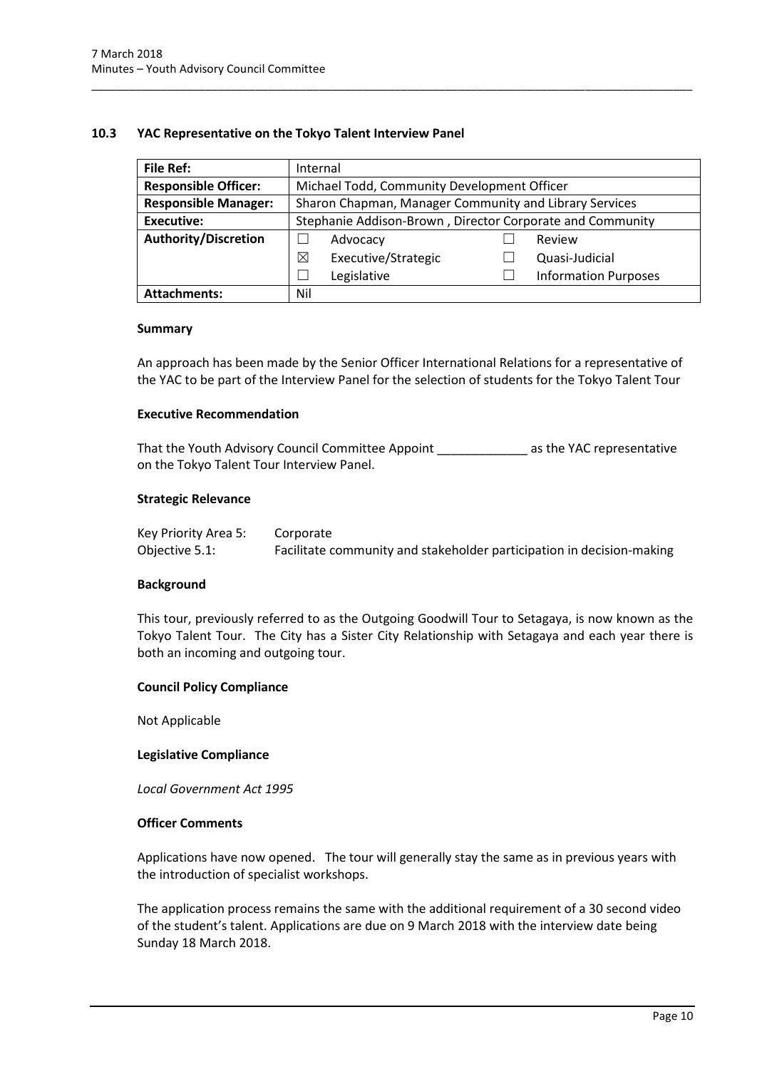## 10.3 YAC Representative on the Tokyo Talent Interview Panel

| **File Ref:** | Internal | | | |
|---|---|---|---|---|
| **Responsible Officer:** | Michael Todd, Community Development Officer | | | |
| **Responsible Manager:** | Sharon Chapman, Manager Community and Library Services | | | |
| **Executive:** | Stephanie Addison-Brown , Director Corporate and Community | | | |
| **Authority/Discretion** | ☐ | Advocacy | ☐ | Review |
| | ☒ | Executive/Strategic | ☐ | Quasi-Judicial |
| | ☐ | Legislative | ☐ | Information Purposes |
| **Attachments:** | Nil | | | |

**Summary**

An approach has been made by the Senior Officer International Relations for a representative of the YAC to be part of the Interview Panel for the selection of students for the Tokyo Talent Tour

**Executive Recommendation**

That the Youth Advisory Council Committee Appoint _____________ as the YAC representative on the Tokyo Talent Tour Interview Panel.

**Strategic Relevance**

Key Priority Area 5: Corporate
Objective 5.1: Facilitate community and stakeholder participation in decision-making

**Background**

This tour, previously referred to as the Outgoing Goodwill Tour to Setagaya, is now known as the Tokyo Talent Tour. The City has a Sister City Relationship with Setagaya and each year there is both an incoming and outgoing tour.

**Council Policy Compliance**

Not Applicable

**Legislative Compliance**

*Local Government Act 1995*

**Officer Comments**

Applications have now opened. The tour will generally stay the same as in previous years with the introduction of specialist workshops.

The application process remains the same with the additional requirement of a 30 second video of the student's talent. Applications are due on 9 March 2018 with the interview date being Sunday 18 March 2018.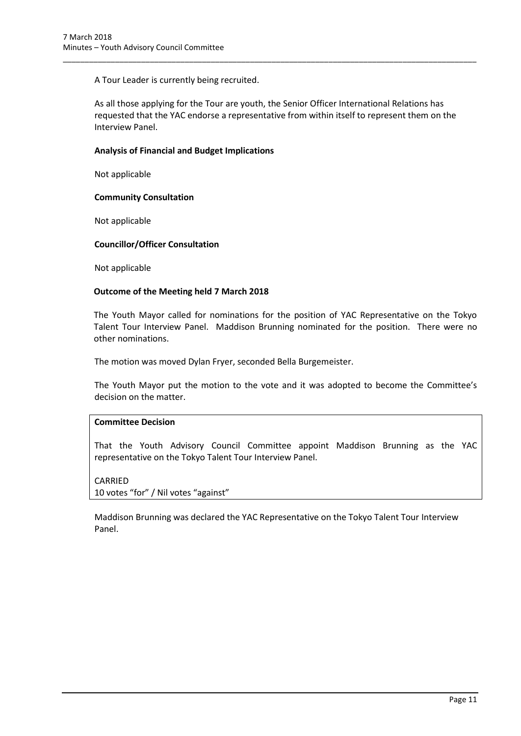A Tour Leader is currently being recruited.

As all those applying for the Tour are youth, the Senior Officer International Relations has requested that the YAC endorse a representative from within itself to represent them on the Interview Panel.

**Analysis of Financial and Budget Implications**

Not applicable

**Community Consultation**

Not applicable

**Councillor/Officer Consultation**

Not applicable

**Outcome of the Meeting held 7 March 2018**

The Youth Mayor called for nominations for the position of YAC Representative on the Tokyo Talent Tour Interview Panel. Maddison Brunning nominated for the position. There were no other nominations.

The motion was moved Dylan Fryer, seconded Bella Burgemeister.

The Youth Mayor put the motion to the vote and it was adopted to become the Committee's decision on the matter.

**Committee Decision**

That the Youth Advisory Council Committee appoint Maddison Brunning as the YAC representative on the Tokyo Talent Tour Interview Panel.

CARRIED
10 votes "for" / Nil votes "against"

Maddison Brunning was declared the YAC Representative on the Tokyo Talent Tour Interview Panel.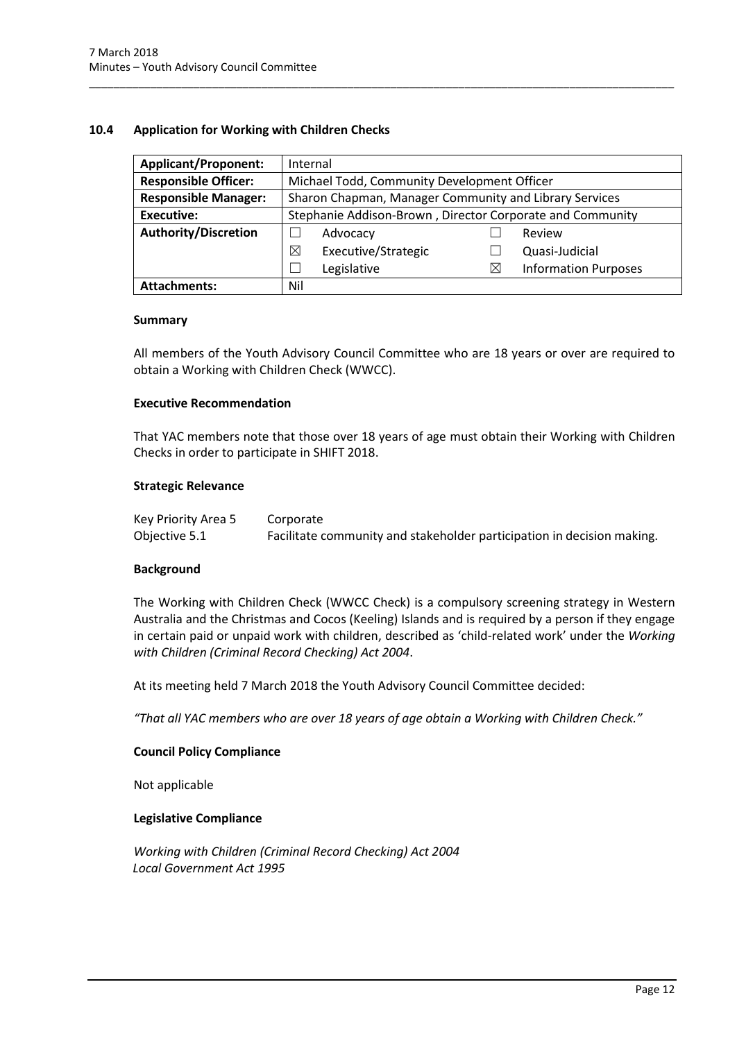## 10.4 Application for Working with Children Checks

| **Applicant/Proponent:** | Internal | | | |
|---|---|---|---|---|
| **Responsible Officer:** | Michael Todd, Community Development Officer | | | |
| **Responsible Manager:** | Sharon Chapman, Manager Community and Library Services | | | |
| **Executive:** | Stephanie Addison-Brown , Director Corporate and Community | | | |
| **Authority/Discretion** | ☐ | Advocacy | ☐ | Review |
| | ☒ | Executive/Strategic | ☐ | Quasi-Judicial |
| | ☐ | Legislative | ☒ | Information Purposes |
| **Attachments:** | Nil | | | |

### Summary

All members of the Youth Advisory Council Committee who are 18 years or over are required to obtain a Working with Children Check (WWCC).

### Executive Recommendation

That YAC members note that those over 18 years of age must obtain their Working with Children Checks in order to participate in SHIFT 2018.

### Strategic Relevance

| | |
|---|---|
| Key Priority Area 5 | Corporate |
| Objective 5.1 | Facilitate community and stakeholder participation in decision making. |

### Background

The Working with Children Check (WWCC Check) is a compulsory screening strategy in Western Australia and the Christmas and Cocos (Keeling) Islands and is required by a person if they engage in certain paid or unpaid work with children, described as 'child-related work' under the *Working with Children (Criminal Record Checking) Act 2004*.

At its meeting held 7 March 2018 the Youth Advisory Council Committee decided:

*"That all YAC members who are over 18 years of age obtain a Working with Children Check."*

### Council Policy Compliance

Not applicable

### Legislative Compliance

*Working with Children (Criminal Record Checking) Act 2004*
*Local Government Act 1995*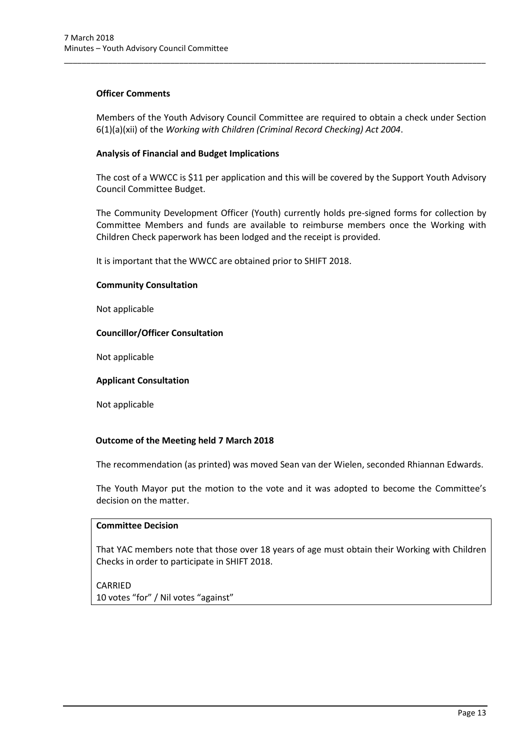**Officer Comments**

Members of the Youth Advisory Council Committee are required to obtain a check under Section 6(1)(a)(xii) of the *Working with Children (Criminal Record Checking) Act 2004*.

**Analysis of Financial and Budget Implications**

The cost of a WWCC is $11 per application and this will be covered by the Support Youth Advisory Council Committee Budget.

The Community Development Officer (Youth) currently holds pre-signed forms for collection by Committee Members and funds are available to reimburse members once the Working with Children Check paperwork has been lodged and the receipt is provided.

It is important that the WWCC are obtained prior to SHIFT 2018.

**Community Consultation**

Not applicable

**Councillor/Officer Consultation**

Not applicable

**Applicant Consultation**

Not applicable

**Outcome of the Meeting held 7 March 2018**

The recommendation (as printed) was moved Sean van der Wielen, seconded Rhiannan Edwards.

The Youth Mayor put the motion to the vote and it was adopted to become the Committee's decision on the matter.

**Committee Decision**

That YAC members note that those over 18 years of age must obtain their Working with Children Checks in order to participate in SHIFT 2018.

CARRIED
10 votes "for" / Nil votes "against"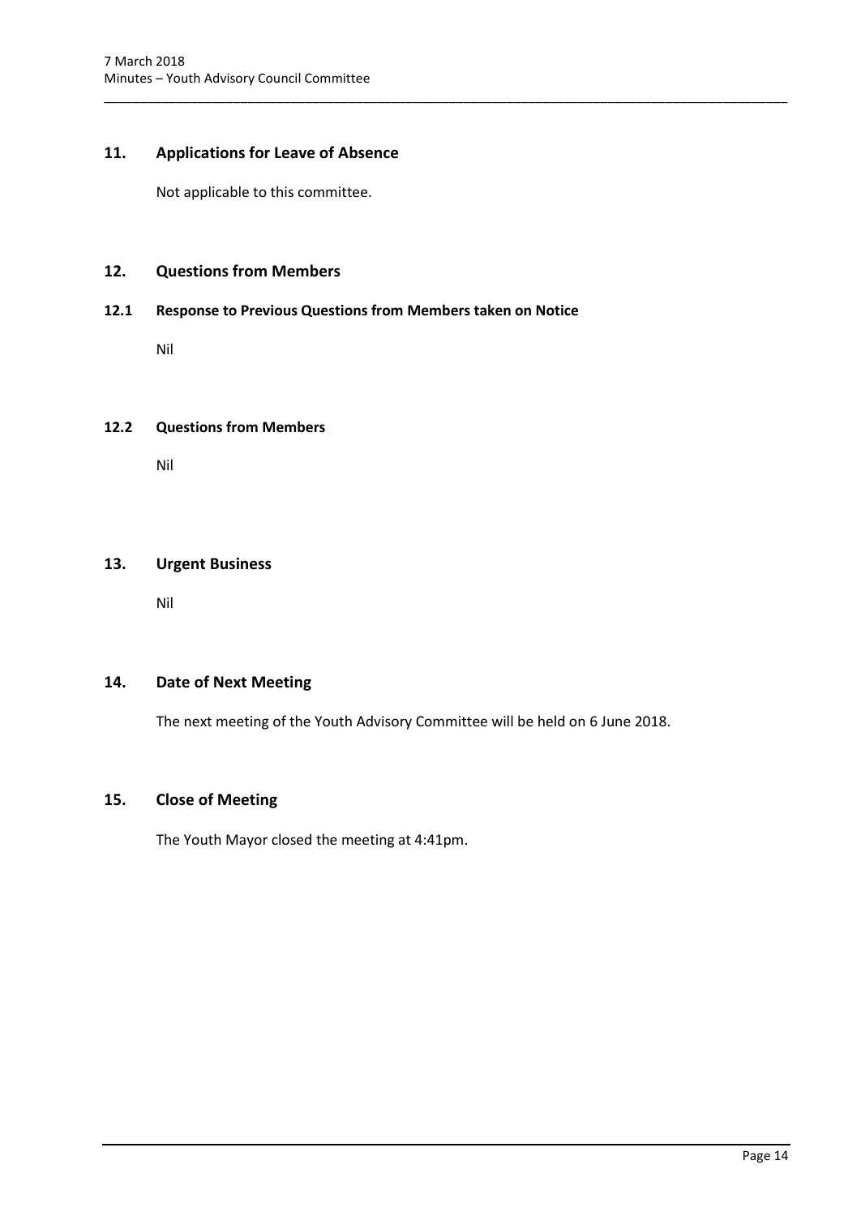## 11. Applications for Leave of Absence

Not applicable to this committee.

## 12. Questions from Members

### 12.1 Response to Previous Questions from Members taken on Notice

Nil

### 12.2 Questions from Members

Nil

## 13. Urgent Business

Nil

## 14. Date of Next Meeting

The next meeting of the Youth Advisory Committee will be held on 6 June 2018.

## 15. Close of Meeting

The Youth Mayor closed the meeting at 4:41pm.